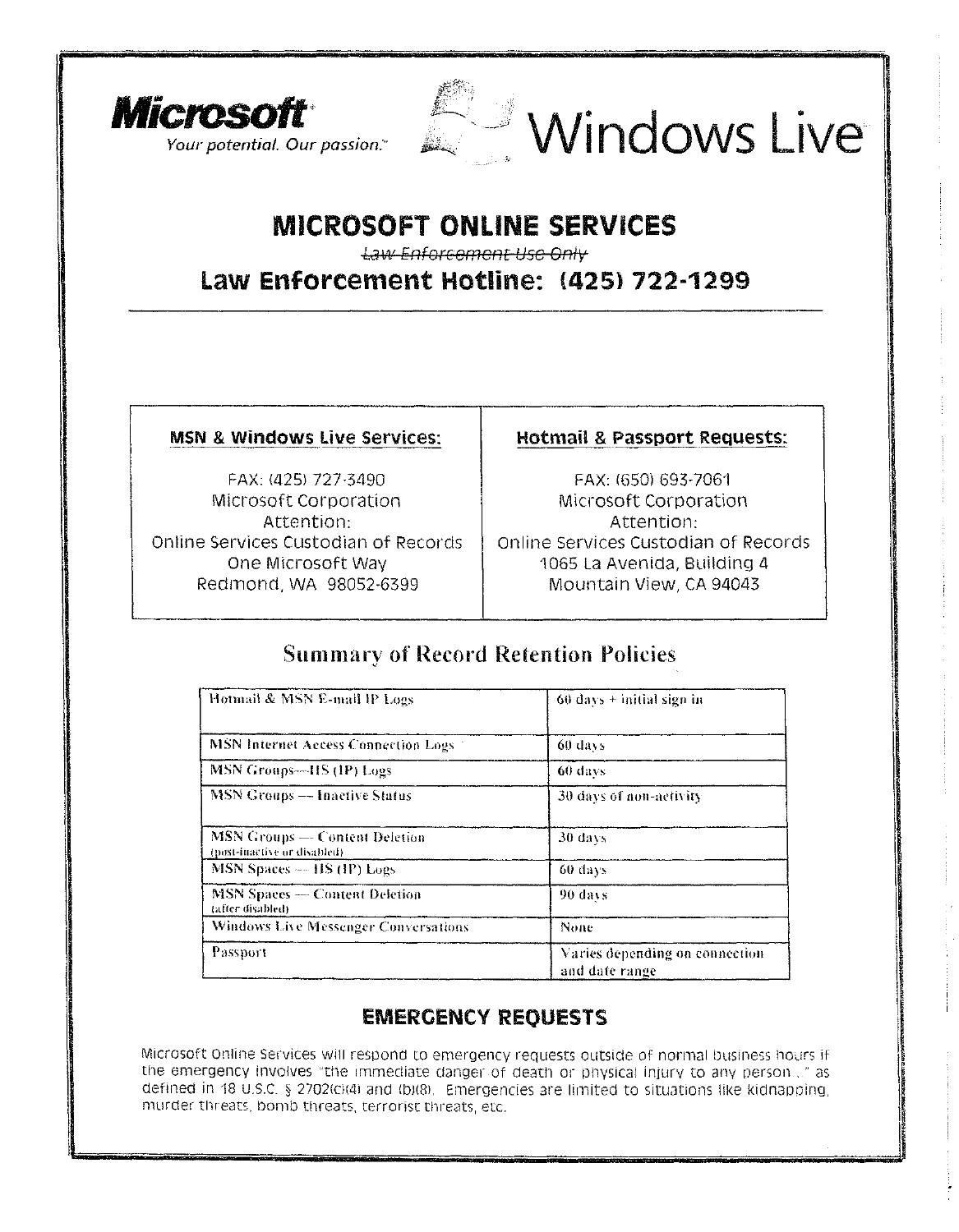**Microsoft**
*Your potential. Our passion.*™

**Windows Live**

# MICROSOFT ONLINE SERVICES

~~Law Enforcement Use Only~~

## Law Enforcement Hotline: (425) 722-1299

| MSN & Windows Live Services: | Hotmail & Passport Requests: |
|---|---|
| FAX: (425) 727-3490<br>Microsoft Corporation<br>Attention:<br>Online Services Custodian of Records<br>One Microsoft Way<br>Redmond, WA 98052-6399 | FAX: (650) 693-7061<br>Microsoft Corporation<br>Attention:<br>Online Services Custodian of Records<br>1065 La Avenida, Building 4<br>Mountain View, CA 94043 |

## Summary of Record Retention Policies

| Service | Retention |
|---|---|
| Hotmail & MSN E-mail IP Logs | 60 days + initial sign in |
| MSN Internet Access Connection Logs | 60 days |
| MSN Groups—IIS (IP) Logs | 60 days |
| MSN Groups — Inactive Status | 30 days of non-activity |
| MSN Groups — Content Deletion (post-inactive or disabled) | 30 days |
| MSN Spaces — IIS (IP) Logs | 60 days |
| MSN Spaces — Content Deletion (after disabled) | 90 days |
| Windows Live Messenger Conversations | None |
| Passport | Varies depending on connection and date range |

## EMERGENCY REQUESTS

Microsoft Online Services will respond to emergency requests outside of normal business hours if the emergency involves "the immediate danger of death or physical injury to any person..." as defined in 18 U.S.C. § 2702(c)(4) and (b)(8). Emergencies are limited to situations like kidnapping, murder threats, bomb threats, terrorist threats, etc.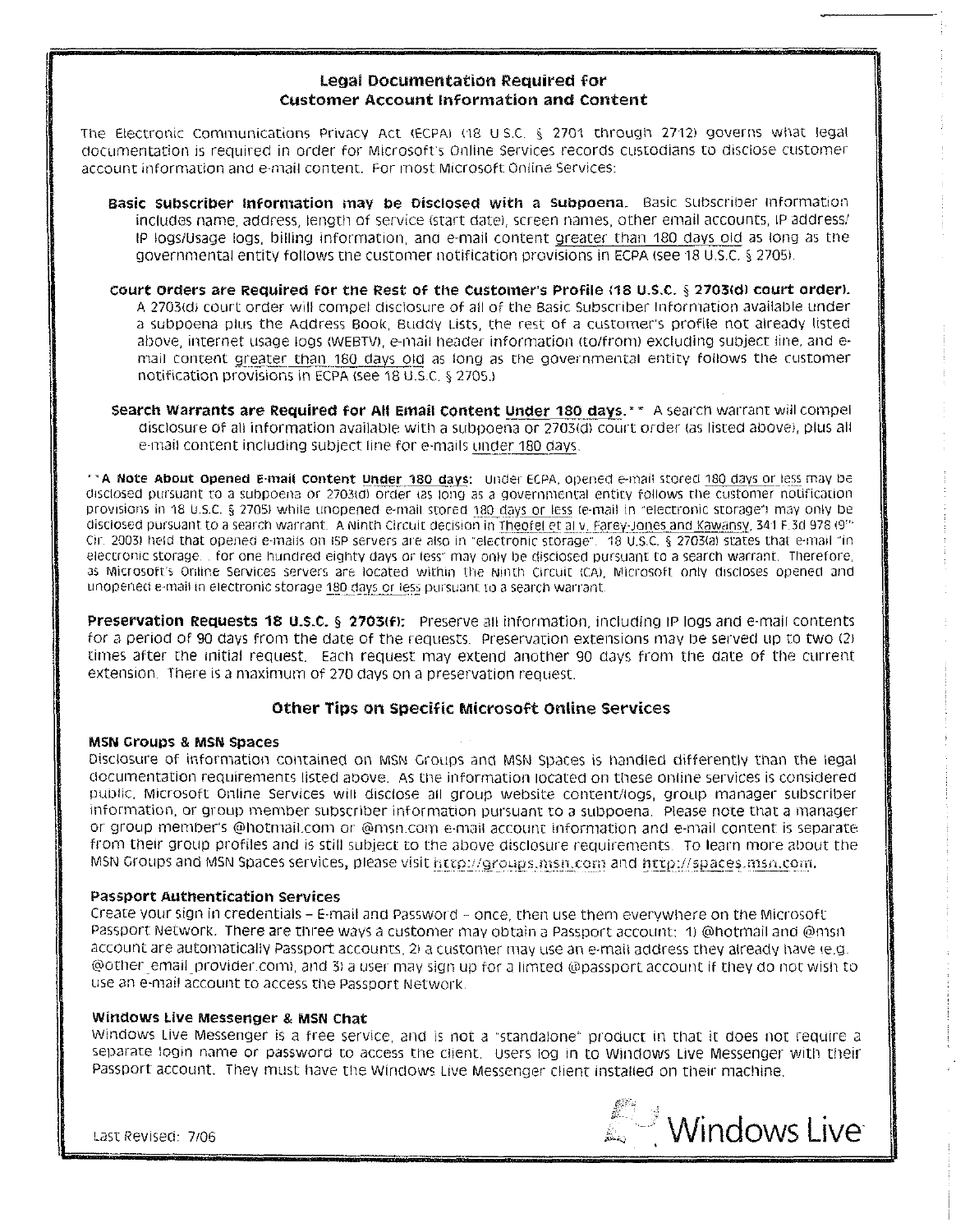## Legal Documentation Required for Customer Account Information and Content

The Electronic Communications Privacy Act (ECPA) (18 U.S.C. § 2701 through 2712) governs what legal documentation is required in order for Microsoft's Online Services records custodians to disclose customer account information and e-mail content. For most Microsoft Online Services:

**Basic Subscriber Information may be Disclosed with a Subpoena.** Basic Subscriber Information includes name, address, length of service (start date), screen names, other email accounts, IP address/ IP logs/Usage logs, billing information, and e-mail content greater than 180 days old as long as the governmental entity follows the customer notification provisions in ECPA (see 18 U.S.C. § 2705).

**Court Orders are Required for the Rest of the Customer's Profile (18 U.S.C. § 2703(d) court order).** A 2703(d) court order will compel disclosure of all of the Basic Subscriber Information available under a subpoena plus the Address Book, Buddy Lists, the rest of a customer's profile not already listed above, internet usage logs (WEBTV), e-mail header information (to/from) excluding subject line, and e-mail content greater than 180 days old as long as the governmental entity follows the customer notification provisions in ECPA (see 18 U.S.C. § 2705.)

**Search Warrants are Required for All Email Content Under 180 days.**\*\* A search warrant will compel disclosure of all information available with a subpoena or 2703(d) court order (as listed above), plus all e-mail content including subject line for e-mails under 180 days.

\*\***A Note About Opened E-mail Content Under 180 days:** Under ECPA, opened e-mail stored 180 days or less may be disclosed pursuant to a subpoena or 2703(d) order (as long as a governmental entity follows the customer notification provisions in 18 U.S.C. § 2705) while unopened e-mail stored 180 days or less (e-mail in "electronic storage") may only be disclosed pursuant to a search warrant. A Ninth Circuit decision in Theofel et al v. Farey-Jones and Kawansy, 341 F.3d 978 (9th Cir. 2003) held that opened e-mails on ISP servers are also in "electronic storage". 18 U.S.C. § 2703(a) states that e-mail "in electronic storage... for one hundred eighty days or less" may only be disclosed pursuant to a search warrant. Therefore, as Microsoft's Online Services servers are located within the Ninth Circuit (CA), Microsoft only discloses opened and unopened e-mail in electronic storage 180 days or less pursuant to a search warrant.

**Preservation Requests 18 U.S.C. § 2703(f):** Preserve all information, including IP logs and e-mail contents for a period of 90 days from the date of the requests. Preservation extensions may be served up to two (2) times after the initial request. Each request may extend another 90 days from the date of the current extension. There is a maximum of 270 days on a preservation request.

## Other Tips on Specific Microsoft Online Services

### MSN Groups & MSN Spaces

Disclosure of information contained on MSN Groups and MSN Spaces is handled differently than the legal documentation requirements listed above. As the information located on these online services is considered public, Microsoft Online Services will disclose all group website content/logs, group manager subscriber information, or group member subscriber information pursuant to a subpoena. Please note that a manager or group member's @hotmail.com or @msn.com e-mail account information and e-mail content is separate from their group profiles and is still subject to the above disclosure requirements. To learn more about the MSN Groups and MSN Spaces services, please visit http://groups.msn.com and http://spaces.msn.com.

### Passport Authentication Services

Create your sign in credentials – E-mail and Password – once, then use them everywhere on the Microsoft Passport Network. There are three ways a customer may obtain a Passport account: 1) @hotmail and @msn account are automatically Passport accounts, 2) a customer may use an e-mail address they already have (e.g. @other_email_provider.com), and 3) a user may sign up for a limted @passport account if they do not wish to use an e-mail account to access the Passport Network.

### Windows Live Messenger & MSN Chat

Windows Live Messenger is a free service, and is not a "standalone" product in that it does not require a separate login name or password to access the client. Users log in to Windows Live Messenger with their Passport account. They must have the Windows Live Messenger client installed on their machine.

Last Revised: 7/06

Windows Live